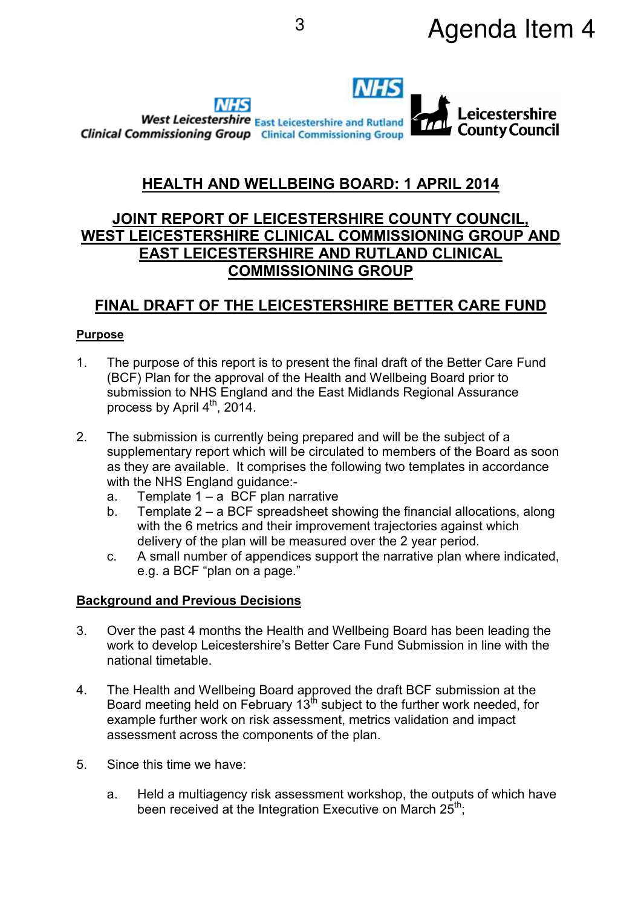Agenda Item 4

West Leicestershire Clinical Commissioning Group | East Leicestershire and Rutland Clinical Commissioning Group | Leicestershire County Council

# HEALTH AND WELLBEING BOARD: 1 APRIL 2014

## JOINT REPORT OF LEICESTERSHIRE COUNTY COUNCIL, WEST LEICESTERSHIRE CLINICAL COMMISSIONING GROUP AND EAST LEICESTERSHIRE AND RUTLAND CLINICAL COMMISSIONING GROUP

## FINAL DRAFT OF THE LEICESTERSHIRE BETTER CARE FUND

### Purpose

1. The purpose of this report is to present the final draft of the Better Care Fund (BCF) Plan for the approval of the Health and Wellbeing Board prior to submission to NHS England and the East Midlands Regional Assurance process by April 4th, 2014.

2. The submission is currently being prepared and will be the subject of a supplementary report which will be circulated to members of the Board as soon as they are available. It comprises the following two templates in accordance with the NHS England guidance:-
   a. Template 1 – a BCF plan narrative
   b. Template 2 – a BCF spreadsheet showing the financial allocations, along with the 6 metrics and their improvement trajectories against which delivery of the plan will be measured over the 2 year period.
   c. A small number of appendices support the narrative plan where indicated, e.g. a BCF "plan on a page."

### Background and Previous Decisions

3. Over the past 4 months the Health and Wellbeing Board has been leading the work to develop Leicestershire's Better Care Fund Submission in line with the national timetable.

4. The Health and Wellbeing Board approved the draft BCF submission at the Board meeting held on February 13th subject to the further work needed, for example further work on risk assessment, metrics validation and impact assessment across the components of the plan.

5. Since this time we have:

   a. Held a multiagency risk assessment workshop, the outputs of which have been received at the Integration Executive on March 25th;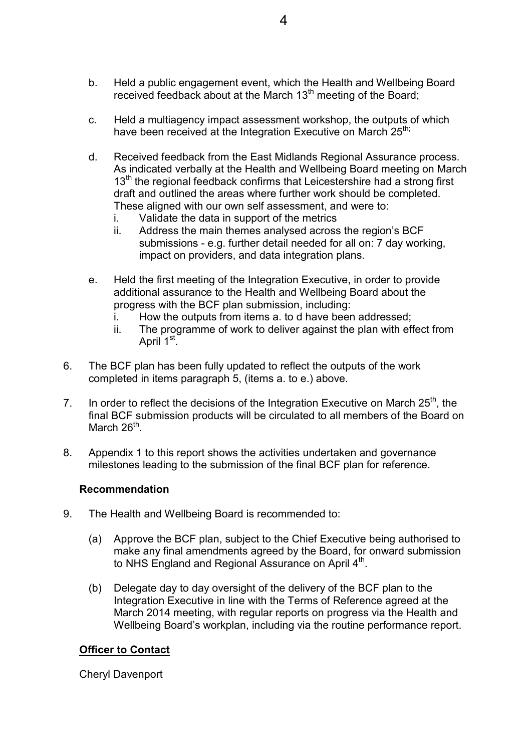b. Held a public engagement event, which the Health and Wellbeing Board received feedback about at the March 13th meeting of the Board;

c. Held a multiagency impact assessment workshop, the outputs of which have been received at the Integration Executive on March 25th;

d. Received feedback from the East Midlands Regional Assurance process. As indicated verbally at the Health and Wellbeing Board meeting on March 13th the regional feedback confirms that Leicestershire had a strong first draft and outlined the areas where further work should be completed. These aligned with our own self assessment, and were to:
   i. Validate the data in support of the metrics
   ii. Address the main themes analysed across the region's BCF submissions - e.g. further detail needed for all on: 7 day working, impact on providers, and data integration plans.

e. Held the first meeting of the Integration Executive, in order to provide additional assurance to the Health and Wellbeing Board about the progress with the BCF plan submission, including:
   i. How the outputs from items a. to d have been addressed;
   ii. The programme of work to deliver against the plan with effect from April 1st.

6. The BCF plan has been fully updated to reflect the outputs of the work completed in items paragraph 5, (items a. to e.) above.

7. In order to reflect the decisions of the Integration Executive on March 25th, the final BCF submission products will be circulated to all members of the Board on March 26th.

8. Appendix 1 to this report shows the activities undertaken and governance milestones leading to the submission of the final BCF plan for reference.

**Recommendation**

9. The Health and Wellbeing Board is recommended to:

   (a) Approve the BCF plan, subject to the Chief Executive being authorised to make any final amendments agreed by the Board, for onward submission to NHS England and Regional Assurance on April 4th.

   (b) Delegate day to day oversight of the delivery of the BCF plan to the Integration Executive in line with the Terms of Reference agreed at the March 2014 meeting, with regular reports on progress via the Health and Wellbeing Board's workplan, including via the routine performance report.

**Officer to Contact**

Cheryl Davenport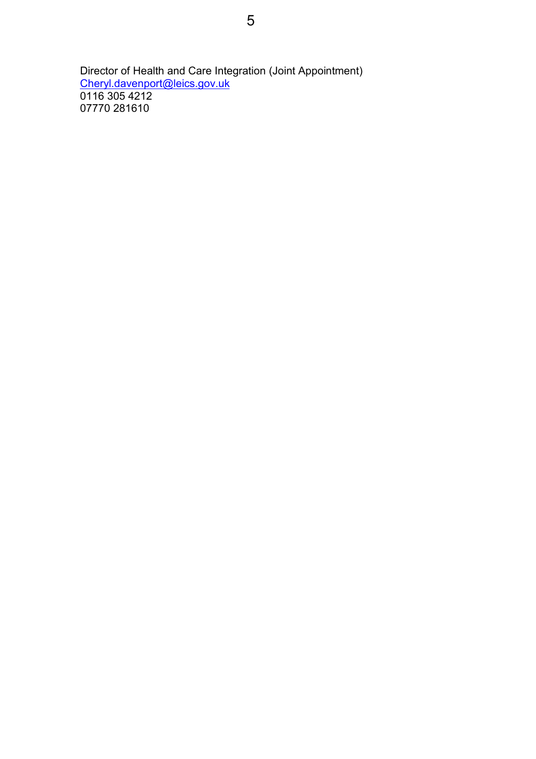Director of Health and Care Integration (Joint Appointment)
Cheryl.davenport@leics.gov.uk
0116 305 4212
07770 281610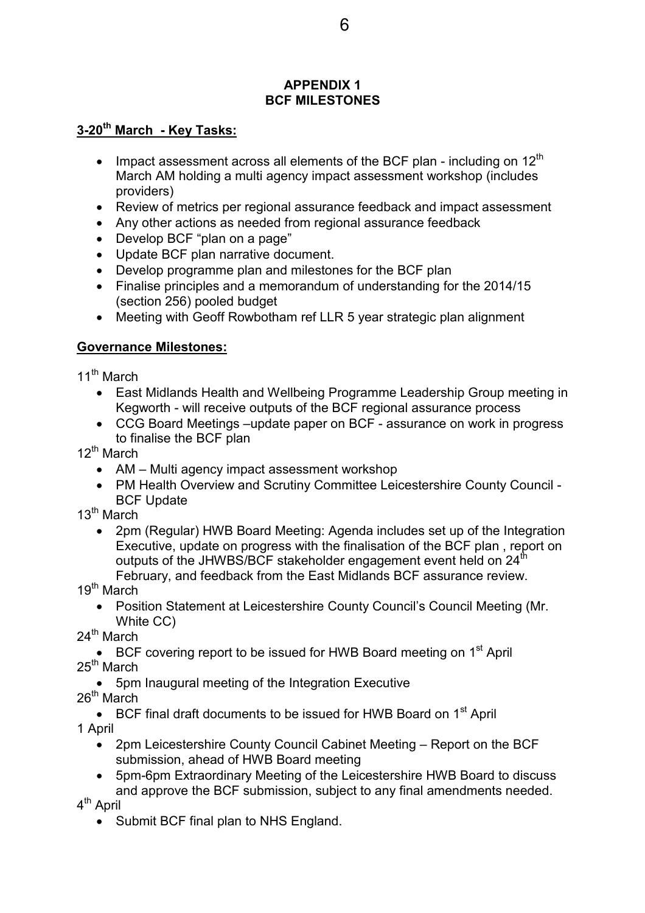# APPENDIX 1
# BCF MILESTONES

## 3-20th March - Key Tasks:

- Impact assessment across all elements of the BCF plan - including on 12th March AM holding a multi agency impact assessment workshop (includes providers)
- Review of metrics per regional assurance feedback and impact assessment
- Any other actions as needed from regional assurance feedback
- Develop BCF "plan on a page"
- Update BCF plan narrative document.
- Develop programme plan and milestones for the BCF plan
- Finalise principles and a memorandum of understanding for the 2014/15 (section 256) pooled budget
- Meeting with Geoff Rowbotham ref LLR 5 year strategic plan alignment

## Governance Milestones:

11th March

- East Midlands Health and Wellbeing Programme Leadership Group meeting in Kegworth - will receive outputs of the BCF regional assurance process
- CCG Board Meetings –update paper on BCF - assurance on work in progress to finalise the BCF plan

12th March

- AM – Multi agency impact assessment workshop
- PM Health Overview and Scrutiny Committee Leicestershire County Council - BCF Update

13th March

- 2pm (Regular) HWB Board Meeting: Agenda includes set up of the Integration Executive, update on progress with the finalisation of the BCF plan , report on outputs of the JHWBS/BCF stakeholder engagement event held on 24th February, and feedback from the East Midlands BCF assurance review.

19th March

- Position Statement at Leicestershire County Council's Council Meeting (Mr. White CC)

24th March

- BCF covering report to be issued for HWB Board meeting on 1st April

25th March

- 5pm Inaugural meeting of the Integration Executive

26th March

- BCF final draft documents to be issued for HWB Board on 1st April

1 April

- 2pm Leicestershire County Council Cabinet Meeting – Report on the BCF submission, ahead of HWB Board meeting
- 5pm-6pm Extraordinary Meeting of the Leicestershire HWB Board to discuss and approve the BCF submission, subject to any final amendments needed.

4th April

- Submit BCF final plan to NHS England.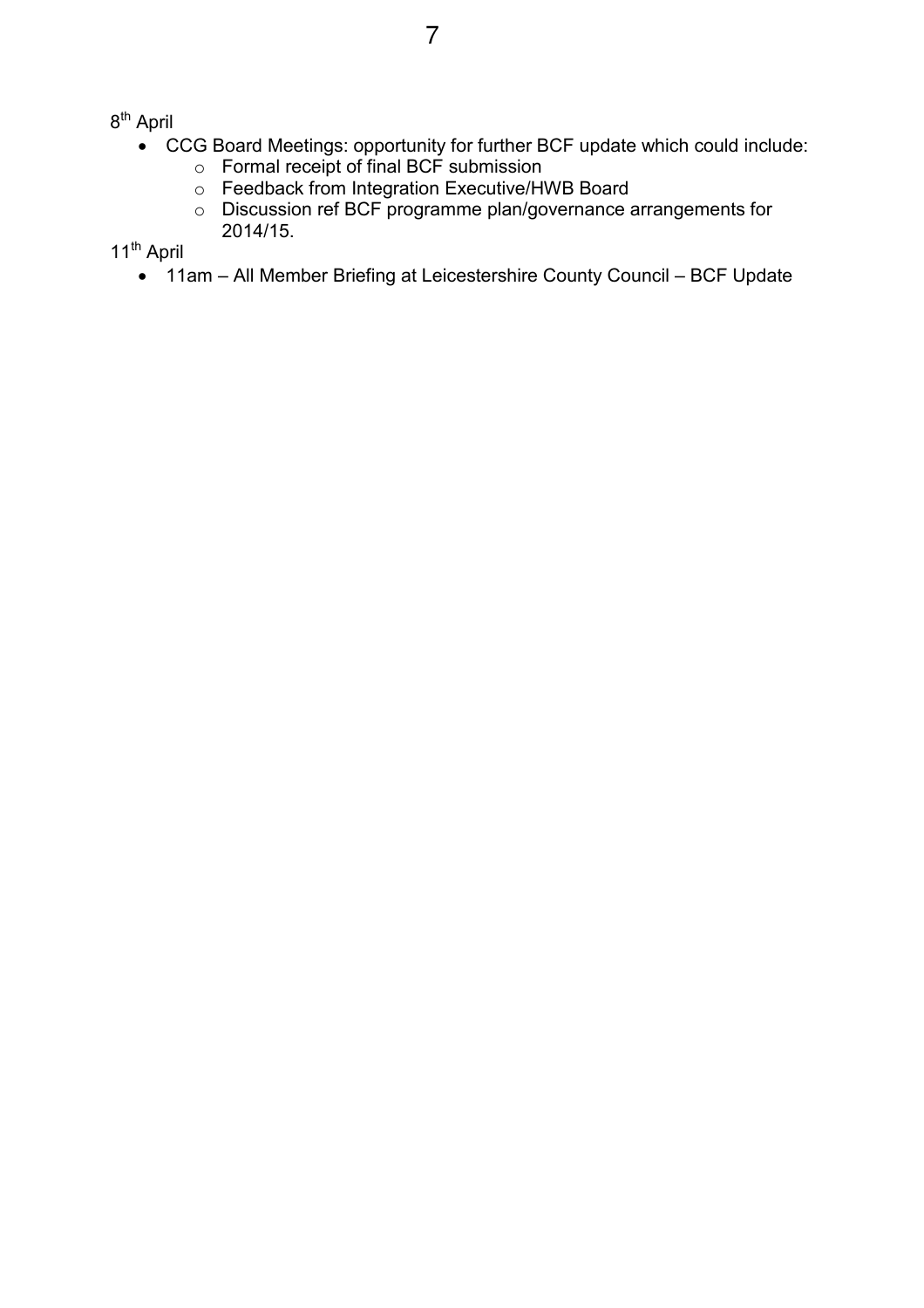8th April

- CCG Board Meetings: opportunity for further BCF update which could include:
  - Formal receipt of final BCF submission
  - Feedback from Integration Executive/HWB Board
  - Discussion ref BCF programme plan/governance arrangements for 2014/15.

11th April

- 11am – All Member Briefing at Leicestershire County Council – BCF Update